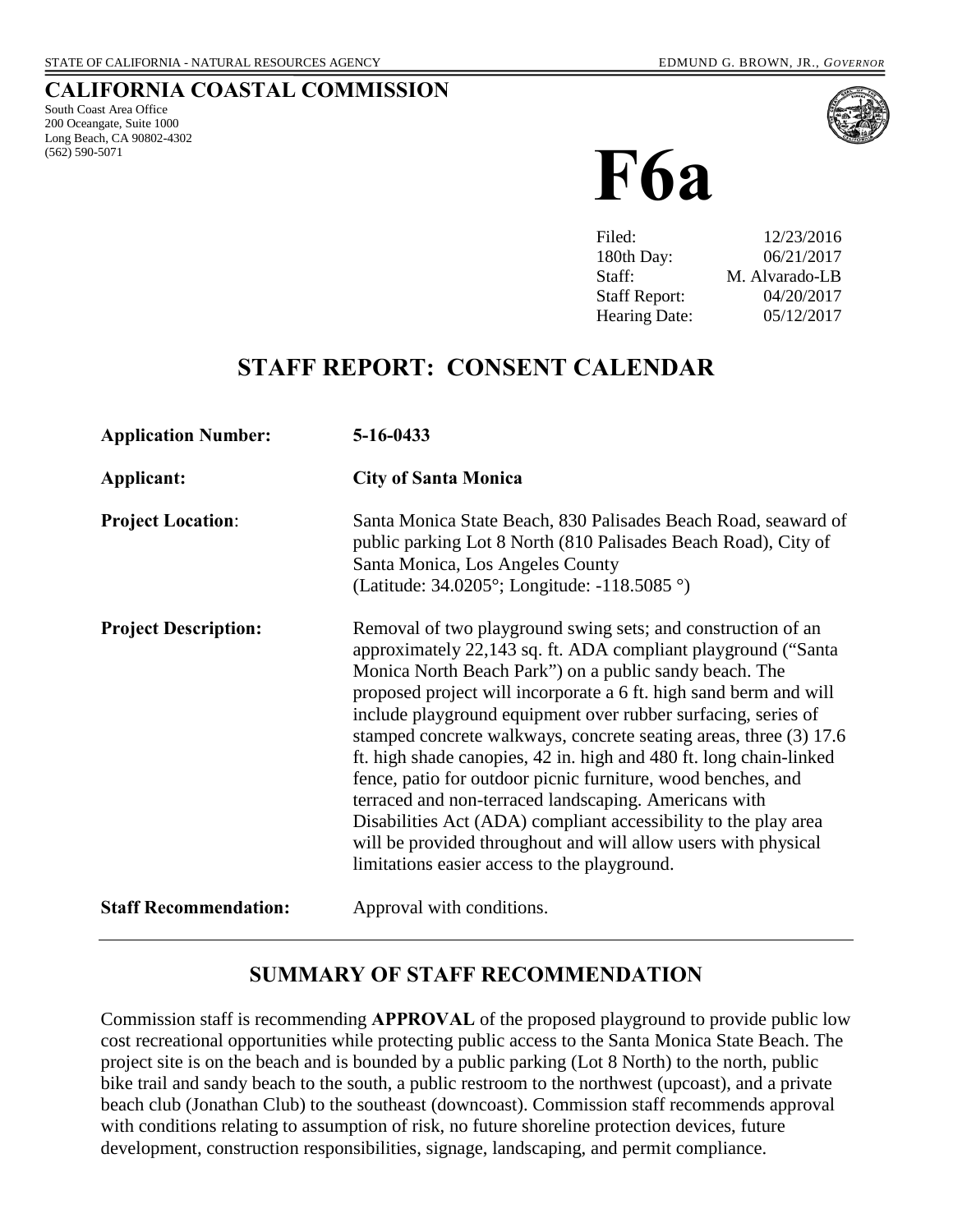STATE OF CALIFORNIA - NATURAL RESOURCES AGENCY EDMUND G. BROWN, JR., *GOVERNOR*

## CALIFORNIA COASTAL COMMISSION

South Coast Area Office
200 Oceangate, Suite 1000
Long Beach, CA 90802-4302
(562) 590-5071

# F6a

| | |
|---|---|
| Filed: | 12/23/2016 |
| 180th Day: | 06/21/2017 |
| Staff: | M. Alvarado-LB |
| Staff Report: | 04/20/2017 |
| Hearing Date: | 05/12/2017 |

## STAFF REPORT: CONSENT CALENDAR

**Application Number:** **5-16-0433**

**Applicant:** **City of Santa Monica**

**Project Location**: Santa Monica State Beach, 830 Palisades Beach Road, seaward of public parking Lot 8 North (810 Palisades Beach Road), City of Santa Monica, Los Angeles County (Latitude: 34.0205°; Longitude: -118.5085 °)

**Project Description:** Removal of two playground swing sets; and construction of an approximately 22,143 sq. ft. ADA compliant playground ("Santa Monica North Beach Park") on a public sandy beach. The proposed project will incorporate a 6 ft. high sand berm and will include playground equipment over rubber surfacing, series of stamped concrete walkways, concrete seating areas, three (3) 17.6 ft. high shade canopies, 42 in. high and 480 ft. long chain-linked fence, patio for outdoor picnic furniture, wood benches, and terraced and non-terraced landscaping. Americans with Disabilities Act (ADA) compliant accessibility to the play area will be provided throughout and will allow users with physical limitations easier access to the playground.

**Staff Recommendation:** Approval with conditions.

---

## SUMMARY OF STAFF RECOMMENDATION

Commission staff is recommending **APPROVAL** of the proposed playground to provide public low cost recreational opportunities while protecting public access to the Santa Monica State Beach. The project site is on the beach and is bounded by a public parking (Lot 8 North) to the north, public bike trail and sandy beach to the south, a public restroom to the northwest (upcoast), and a private beach club (Jonathan Club) to the southeast (downcoast). Commission staff recommends approval with conditions relating to assumption of risk, no future shoreline protection devices, future development, construction responsibilities, signage, landscaping, and permit compliance.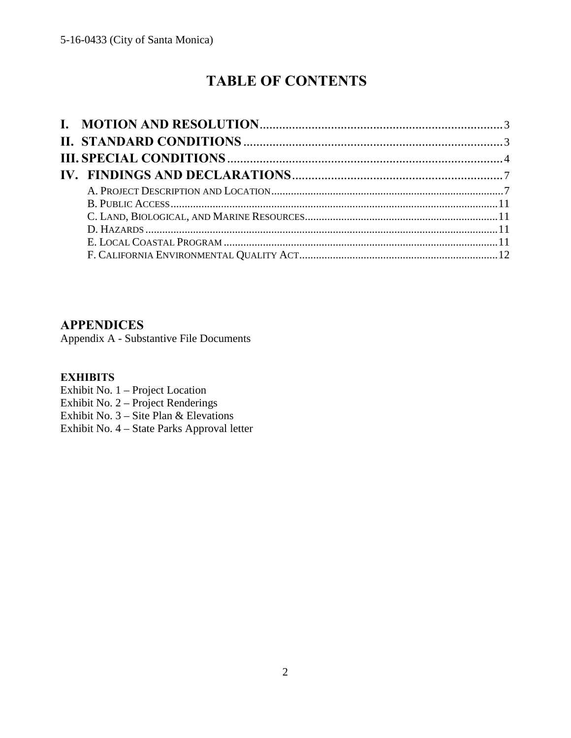# TABLE OF CONTENTS

**I. MOTION AND RESOLUTION** ........................................ 3
**II. STANDARD CONDITIONS** ........................................ 3
**III. SPECIAL CONDITIONS** ........................................ 4
**IV. FINDINGS AND DECLARATIONS** ........................................ 7

- A. Project Description and Location ........................................ 7
- B. Public Access ........................................ 11
- C. Land, Biological, and Marine Resources ........................................ 11
- D. Hazards ........................................ 11
- E. Local Coastal Program ........................................ 11
- F. California Environmental Quality Act ........................................ 12

## APPENDICES

Appendix A - Substantive File Documents

**EXHIBITS**

Exhibit No. 1 – Project Location
Exhibit No. 2 – Project Renderings
Exhibit No. 3 – Site Plan & Elevations
Exhibit No. 4 – State Parks Approval letter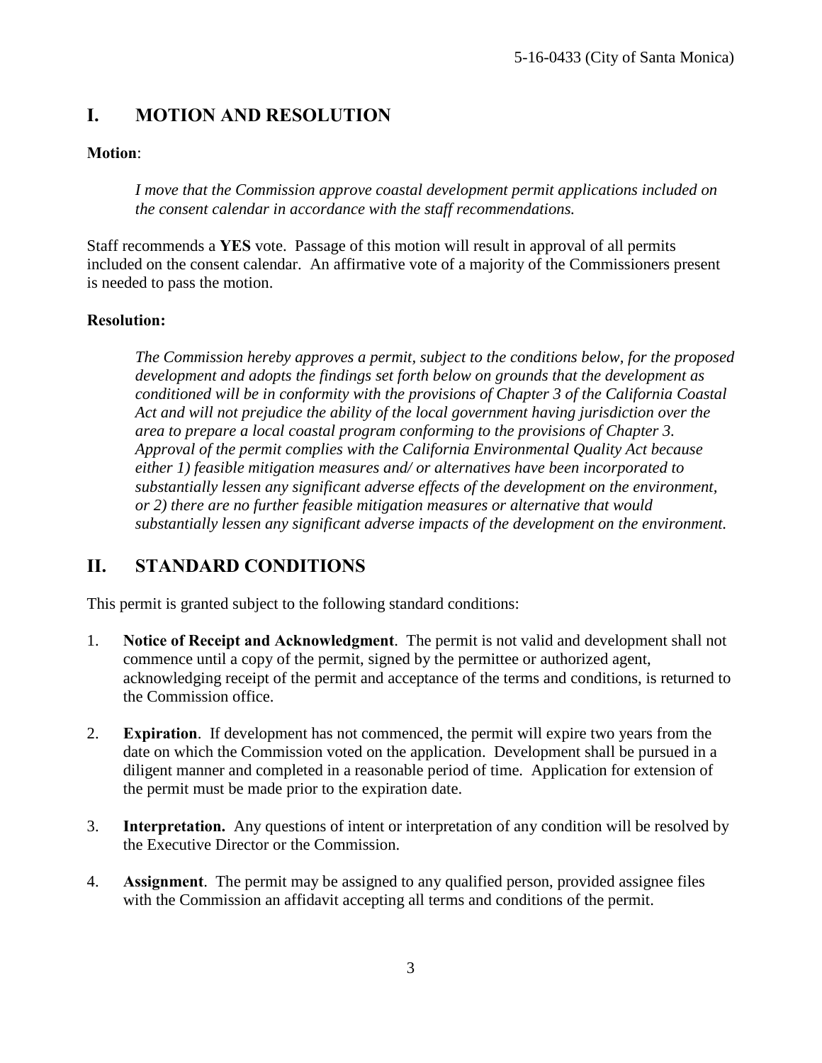## I. MOTION AND RESOLUTION

**Motion**:

*I move that the Commission approve coastal development permit applications included on the consent calendar in accordance with the staff recommendations.*

Staff recommends a **YES** vote. Passage of this motion will result in approval of all permits included on the consent calendar. An affirmative vote of a majority of the Commissioners present is needed to pass the motion.

**Resolution:**

*The Commission hereby approves a permit, subject to the conditions below, for the proposed development and adopts the findings set forth below on grounds that the development as conditioned will be in conformity with the provisions of Chapter 3 of the California Coastal Act and will not prejudice the ability of the local government having jurisdiction over the area to prepare a local coastal program conforming to the provisions of Chapter 3. Approval of the permit complies with the California Environmental Quality Act because either 1) feasible mitigation measures and/ or alternatives have been incorporated to substantially lessen any significant adverse effects of the development on the environment, or 2) there are no further feasible mitigation measures or alternative that would substantially lessen any significant adverse impacts of the development on the environment.*

## II. STANDARD CONDITIONS

This permit is granted subject to the following standard conditions:

1. **Notice of Receipt and Acknowledgment**. The permit is not valid and development shall not commence until a copy of the permit, signed by the permittee or authorized agent, acknowledging receipt of the permit and acceptance of the terms and conditions, is returned to the Commission office.

2. **Expiration**. If development has not commenced, the permit will expire two years from the date on which the Commission voted on the application. Development shall be pursued in a diligent manner and completed in a reasonable period of time. Application for extension of the permit must be made prior to the expiration date.

3. **Interpretation.** Any questions of intent or interpretation of any condition will be resolved by the Executive Director or the Commission.

4. **Assignment**. The permit may be assigned to any qualified person, provided assignee files with the Commission an affidavit accepting all terms and conditions of the permit.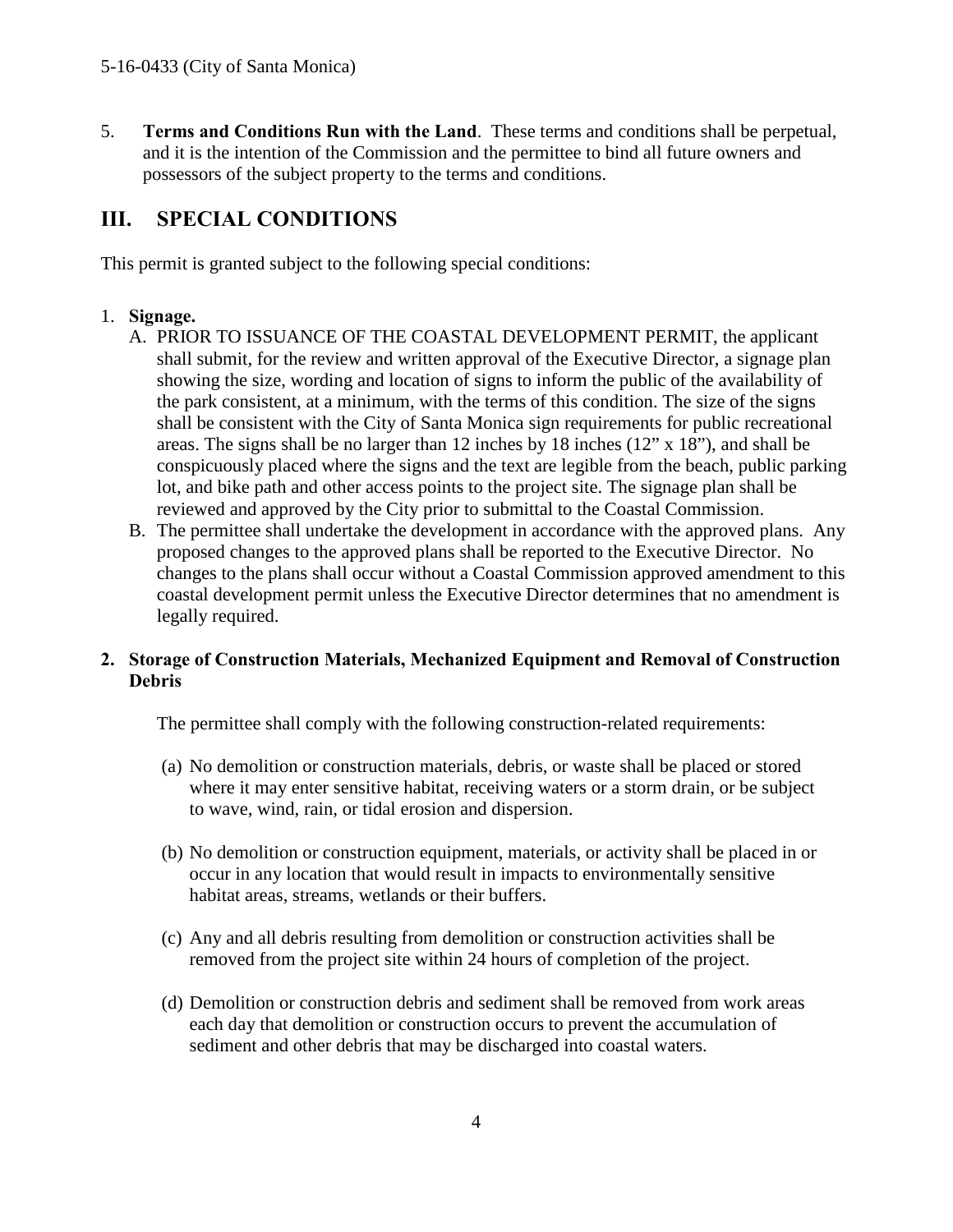5. **Terms and Conditions Run with the Land**. These terms and conditions shall be perpetual, and it is the intention of the Commission and the permittee to bind all future owners and possessors of the subject property to the terms and conditions.

## III. SPECIAL CONDITIONS

This permit is granted subject to the following special conditions:

1. **Signage.**
   A. PRIOR TO ISSUANCE OF THE COASTAL DEVELOPMENT PERMIT, the applicant shall submit, for the review and written approval of the Executive Director, a signage plan showing the size, wording and location of signs to inform the public of the availability of the park consistent, at a minimum, with the terms of this condition. The size of the signs shall be consistent with the City of Santa Monica sign requirements for public recreational areas. The signs shall be no larger than 12 inches by 18 inches (12" x 18"), and shall be conspicuously placed where the signs and the text are legible from the beach, public parking lot, and bike path and other access points to the project site. The signage plan shall be reviewed and approved by the City prior to submittal to the Coastal Commission.
   B. The permittee shall undertake the development in accordance with the approved plans. Any proposed changes to the approved plans shall be reported to the Executive Director. No changes to the plans shall occur without a Coastal Commission approved amendment to this coastal development permit unless the Executive Director determines that no amendment is legally required.

2. **Storage of Construction Materials, Mechanized Equipment and Removal of Construction Debris**

   The permittee shall comply with the following construction-related requirements:

   (a) No demolition or construction materials, debris, or waste shall be placed or stored where it may enter sensitive habitat, receiving waters or a storm drain, or be subject to wave, wind, rain, or tidal erosion and dispersion.

   (b) No demolition or construction equipment, materials, or activity shall be placed in or occur in any location that would result in impacts to environmentally sensitive habitat areas, streams, wetlands or their buffers.

   (c) Any and all debris resulting from demolition or construction activities shall be removed from the project site within 24 hours of completion of the project.

   (d) Demolition or construction debris and sediment shall be removed from work areas each day that demolition or construction occurs to prevent the accumulation of sediment and other debris that may be discharged into coastal waters.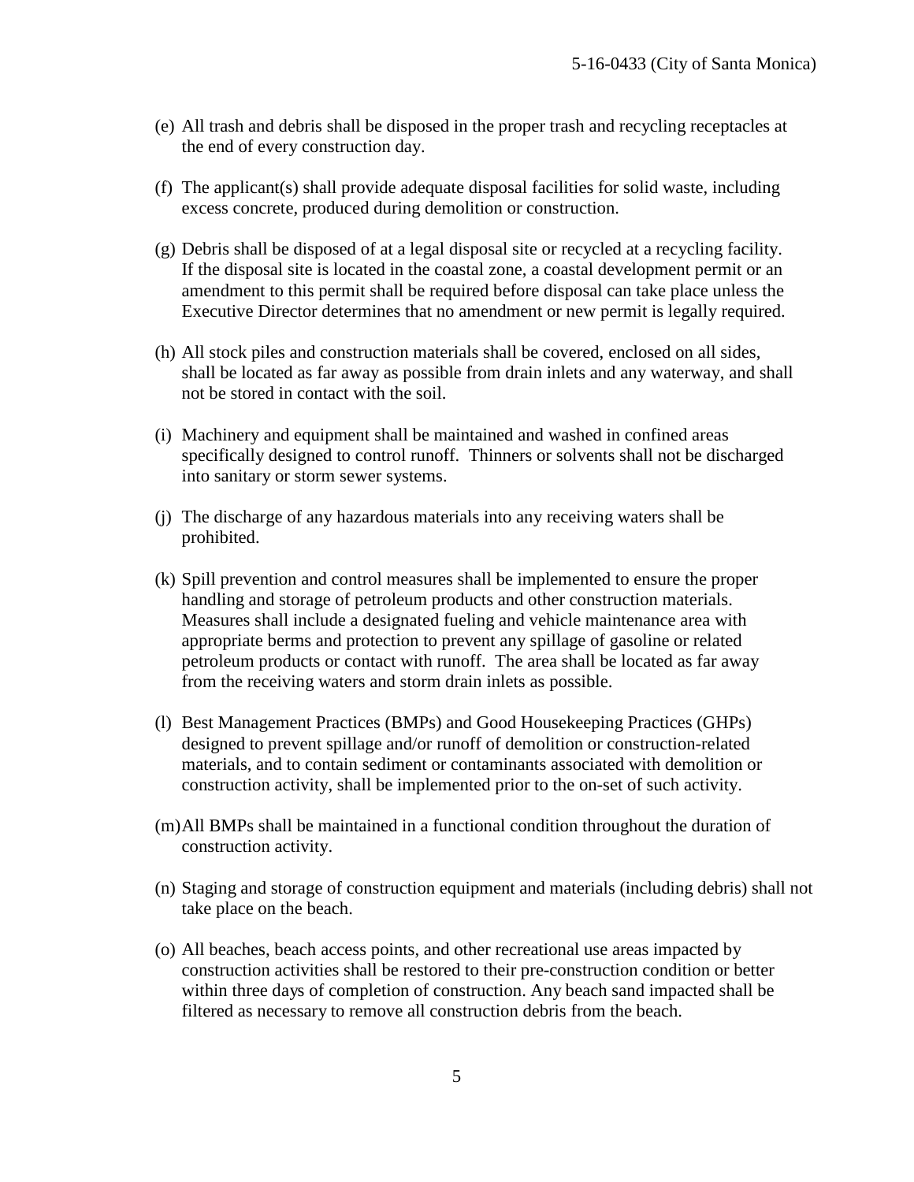(e) All trash and debris shall be disposed in the proper trash and recycling receptacles at the end of every construction day.

(f) The applicant(s) shall provide adequate disposal facilities for solid waste, including excess concrete, produced during demolition or construction.

(g) Debris shall be disposed of at a legal disposal site or recycled at a recycling facility. If the disposal site is located in the coastal zone, a coastal development permit or an amendment to this permit shall be required before disposal can take place unless the Executive Director determines that no amendment or new permit is legally required.

(h) All stock piles and construction materials shall be covered, enclosed on all sides, shall be located as far away as possible from drain inlets and any waterway, and shall not be stored in contact with the soil.

(i) Machinery and equipment shall be maintained and washed in confined areas specifically designed to control runoff. Thinners or solvents shall not be discharged into sanitary or storm sewer systems.

(j) The discharge of any hazardous materials into any receiving waters shall be prohibited.

(k) Spill prevention and control measures shall be implemented to ensure the proper handling and storage of petroleum products and other construction materials. Measures shall include a designated fueling and vehicle maintenance area with appropriate berms and protection to prevent any spillage of gasoline or related petroleum products or contact with runoff. The area shall be located as far away from the receiving waters and storm drain inlets as possible.

(l) Best Management Practices (BMPs) and Good Housekeeping Practices (GHPs) designed to prevent spillage and/or runoff of demolition or construction-related materials, and to contain sediment or contaminants associated with demolition or construction activity, shall be implemented prior to the on-set of such activity.

(m) All BMPs shall be maintained in a functional condition throughout the duration of construction activity.

(n) Staging and storage of construction equipment and materials (including debris) shall not take place on the beach.

(o) All beaches, beach access points, and other recreational use areas impacted by construction activities shall be restored to their pre-construction condition or better within three days of completion of construction. Any beach sand impacted shall be filtered as necessary to remove all construction debris from the beach.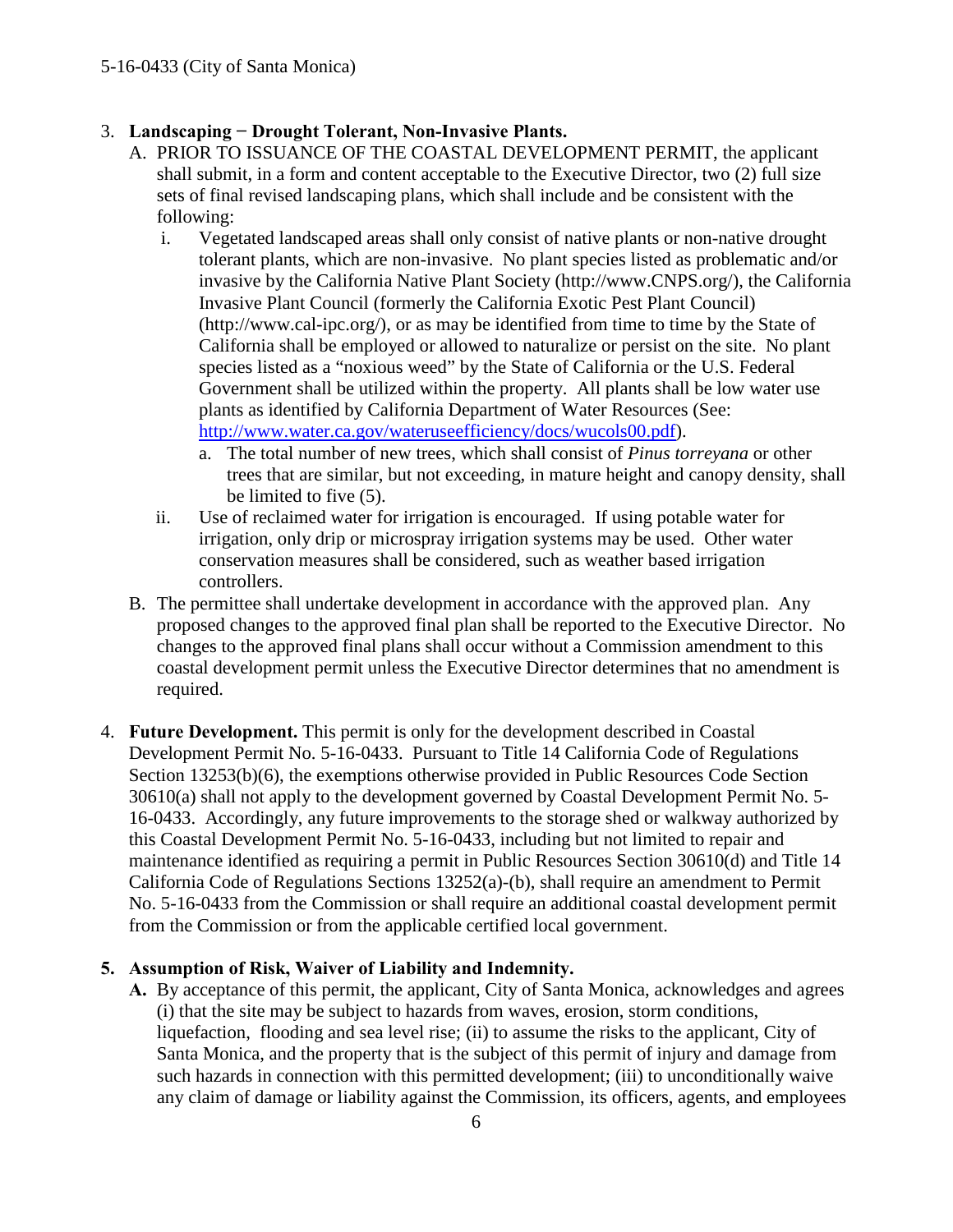3. **Landscaping − Drought Tolerant, Non-Invasive Plants.**
   A. PRIOR TO ISSUANCE OF THE COASTAL DEVELOPMENT PERMIT, the applicant shall submit, in a form and content acceptable to the Executive Director, two (2) full size sets of final revised landscaping plans, which shall include and be consistent with the following:
      i. Vegetated landscaped areas shall only consist of native plants or non-native drought tolerant plants, which are non-invasive. No plant species listed as problematic and/or invasive by the California Native Plant Society (http://www.CNPS.org/), the California Invasive Plant Council (formerly the California Exotic Pest Plant Council) (http://www.cal-ipc.org/), or as may be identified from time to time by the State of California shall be employed or allowed to naturalize or persist on the site. No plant species listed as a "noxious weed" by the State of California or the U.S. Federal Government shall be utilized within the property. All plants shall be low water use plants as identified by California Department of Water Resources (See: http://www.water.ca.gov/wateruseefficiency/docs/wucols00.pdf).
         a. The total number of new trees, which shall consist of *Pinus torreyana* or other trees that are similar, but not exceeding, in mature height and canopy density, shall be limited to five (5).
      ii. Use of reclaimed water for irrigation is encouraged. If using potable water for irrigation, only drip or microspray irrigation systems may be used. Other water conservation measures shall be considered, such as weather based irrigation controllers.

   B. The permittee shall undertake development in accordance with the approved plan. Any proposed changes to the approved final plan shall be reported to the Executive Director. No changes to the approved final plans shall occur without a Commission amendment to this coastal development permit unless the Executive Director determines that no amendment is required.

4. **Future Development.** This permit is only for the development described in Coastal Development Permit No. 5-16-0433. Pursuant to Title 14 California Code of Regulations Section 13253(b)(6), the exemptions otherwise provided in Public Resources Code Section 30610(a) shall not apply to the development governed by Coastal Development Permit No. 5-16-0433. Accordingly, any future improvements to the storage shed or walkway authorized by this Coastal Development Permit No. 5-16-0433, including but not limited to repair and maintenance identified as requiring a permit in Public Resources Section 30610(d) and Title 14 California Code of Regulations Sections 13252(a)-(b), shall require an amendment to Permit No. 5-16-0433 from the Commission or shall require an additional coastal development permit from the Commission or from the applicable certified local government.

5. **Assumption of Risk, Waiver of Liability and Indemnity.**
   **A.** By acceptance of this permit, the applicant, City of Santa Monica, acknowledges and agrees (i) that the site may be subject to hazards from waves, erosion, storm conditions, liquefaction, flooding and sea level rise; (ii) to assume the risks to the applicant, City of Santa Monica, and the property that is the subject of this permit of injury and damage from such hazards in connection with this permitted development; (iii) to unconditionally waive any claim of damage or liability against the Commission, its officers, agents, and employees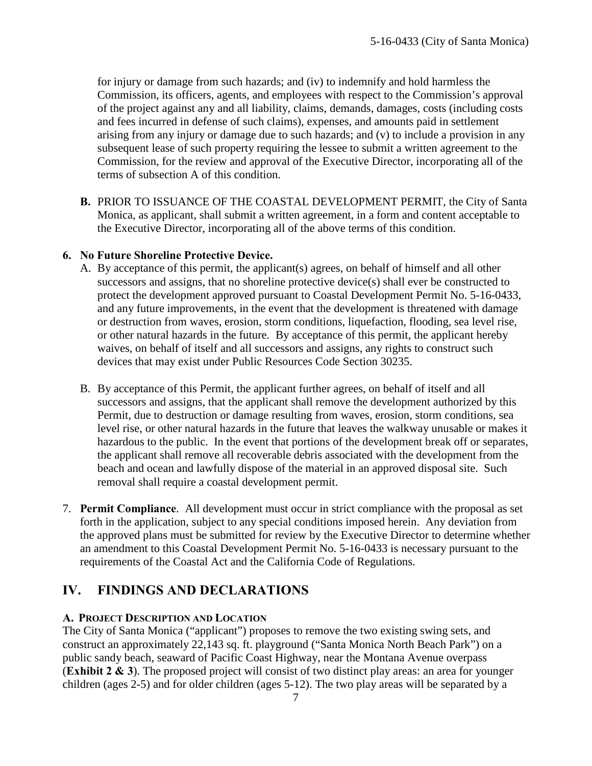for injury or damage from such hazards; and (iv) to indemnify and hold harmless the Commission, its officers, agents, and employees with respect to the Commission's approval of the project against any and all liability, claims, demands, damages, costs (including costs and fees incurred in defense of such claims), expenses, and amounts paid in settlement arising from any injury or damage due to such hazards; and (v) to include a provision in any subsequent lease of such property requiring the lessee to submit a written agreement to the Commission, for the review and approval of the Executive Director, incorporating all of the terms of subsection A of this condition.

**B.** PRIOR TO ISSUANCE OF THE COASTAL DEVELOPMENT PERMIT, the City of Santa Monica, as applicant, shall submit a written agreement, in a form and content acceptable to the Executive Director, incorporating all of the above terms of this condition.

**6. No Future Shoreline Protective Device.**

A. By acceptance of this permit, the applicant(s) agrees, on behalf of himself and all other successors and assigns, that no shoreline protective device(s) shall ever be constructed to protect the development approved pursuant to Coastal Development Permit No. 5-16-0433, and any future improvements, in the event that the development is threatened with damage or destruction from waves, erosion, storm conditions, liquefaction, flooding, sea level rise, or other natural hazards in the future. By acceptance of this permit, the applicant hereby waives, on behalf of itself and all successors and assigns, any rights to construct such devices that may exist under Public Resources Code Section 30235.

B. By acceptance of this Permit, the applicant further agrees, on behalf of itself and all successors and assigns, that the applicant shall remove the development authorized by this Permit, due to destruction or damage resulting from waves, erosion, storm conditions, sea level rise, or other natural hazards in the future that leaves the walkway unusable or makes it hazardous to the public. In the event that portions of the development break off or separates, the applicant shall remove all recoverable debris associated with the development from the beach and ocean and lawfully dispose of the material in an approved disposal site. Such removal shall require a coastal development permit.

7. **Permit Compliance**. All development must occur in strict compliance with the proposal as set forth in the application, subject to any special conditions imposed herein. Any deviation from the approved plans must be submitted for review by the Executive Director to determine whether an amendment to this Coastal Development Permit No. 5-16-0433 is necessary pursuant to the requirements of the Coastal Act and the California Code of Regulations.

## IV. FINDINGS AND DECLARATIONS

### A. PROJECT DESCRIPTION AND LOCATION

The City of Santa Monica ("applicant") proposes to remove the two existing swing sets, and construct an approximately 22,143 sq. ft. playground ("Santa Monica North Beach Park") on a public sandy beach, seaward of Pacific Coast Highway, near the Montana Avenue overpass (**Exhibit 2 & 3**). The proposed project will consist of two distinct play areas: an area for younger children (ages 2-5) and for older children (ages 5-12). The two play areas will be separated by a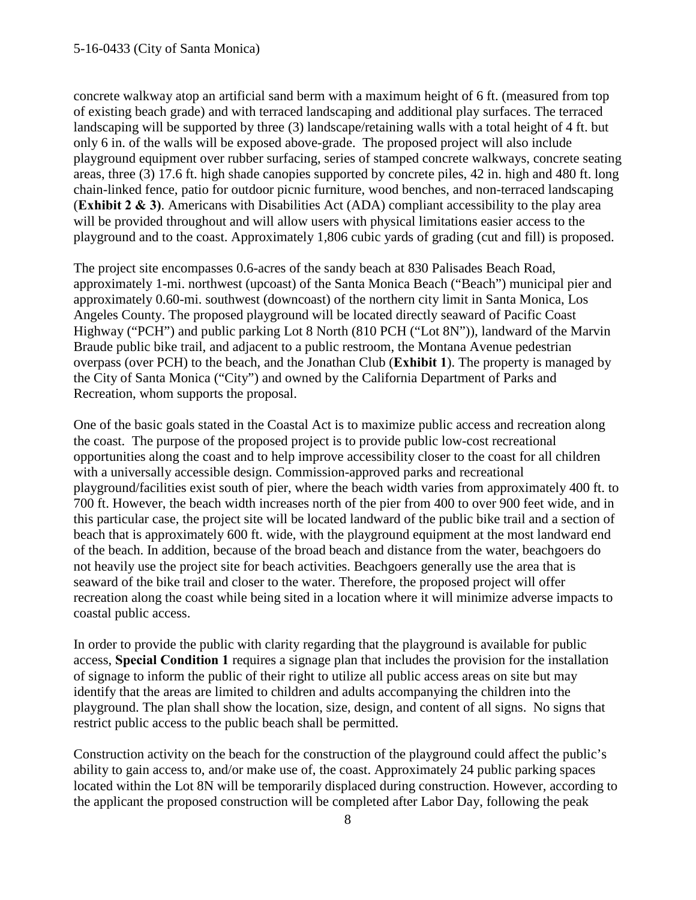concrete walkway atop an artificial sand berm with a maximum height of 6 ft. (measured from top of existing beach grade) and with terraced landscaping and additional play surfaces. The terraced landscaping will be supported by three (3) landscape/retaining walls with a total height of 4 ft. but only 6 in. of the walls will be exposed above-grade. The proposed project will also include playground equipment over rubber surfacing, series of stamped concrete walkways, concrete seating areas, three (3) 17.6 ft. high shade canopies supported by concrete piles, 42 in. high and 480 ft. long chain-linked fence, patio for outdoor picnic furniture, wood benches, and non-terraced landscaping (**Exhibit 2 & 3**). Americans with Disabilities Act (ADA) compliant accessibility to the play area will be provided throughout and will allow users with physical limitations easier access to the playground and to the coast. Approximately 1,806 cubic yards of grading (cut and fill) is proposed.

The project site encompasses 0.6-acres of the sandy beach at 830 Palisades Beach Road, approximately 1-mi. northwest (upcoast) of the Santa Monica Beach ("Beach") municipal pier and approximately 0.60-mi. southwest (downcoast) of the northern city limit in Santa Monica, Los Angeles County. The proposed playground will be located directly seaward of Pacific Coast Highway ("PCH") and public parking Lot 8 North (810 PCH ("Lot 8N")), landward of the Marvin Braude public bike trail, and adjacent to a public restroom, the Montana Avenue pedestrian overpass (over PCH) to the beach, and the Jonathan Club (**Exhibit 1**). The property is managed by the City of Santa Monica ("City") and owned by the California Department of Parks and Recreation, whom supports the proposal.

One of the basic goals stated in the Coastal Act is to maximize public access and recreation along the coast. The purpose of the proposed project is to provide public low-cost recreational opportunities along the coast and to help improve accessibility closer to the coast for all children with a universally accessible design. Commission-approved parks and recreational playground/facilities exist south of pier, where the beach width varies from approximately 400 ft. to 700 ft. However, the beach width increases north of the pier from 400 to over 900 feet wide, and in this particular case, the project site will be located landward of the public bike trail and a section of beach that is approximately 600 ft. wide, with the playground equipment at the most landward end of the beach. In addition, because of the broad beach and distance from the water, beachgoers do not heavily use the project site for beach activities. Beachgoers generally use the area that is seaward of the bike trail and closer to the water. Therefore, the proposed project will offer recreation along the coast while being sited in a location where it will minimize adverse impacts to coastal public access.

In order to provide the public with clarity regarding that the playground is available for public access, **Special Condition 1** requires a signage plan that includes the provision for the installation of signage to inform the public of their right to utilize all public access areas on site but may identify that the areas are limited to children and adults accompanying the children into the playground. The plan shall show the location, size, design, and content of all signs. No signs that restrict public access to the public beach shall be permitted.

Construction activity on the beach for the construction of the playground could affect the public's ability to gain access to, and/or make use of, the coast. Approximately 24 public parking spaces located within the Lot 8N will be temporarily displaced during construction. However, according to the applicant the proposed construction will be completed after Labor Day, following the peak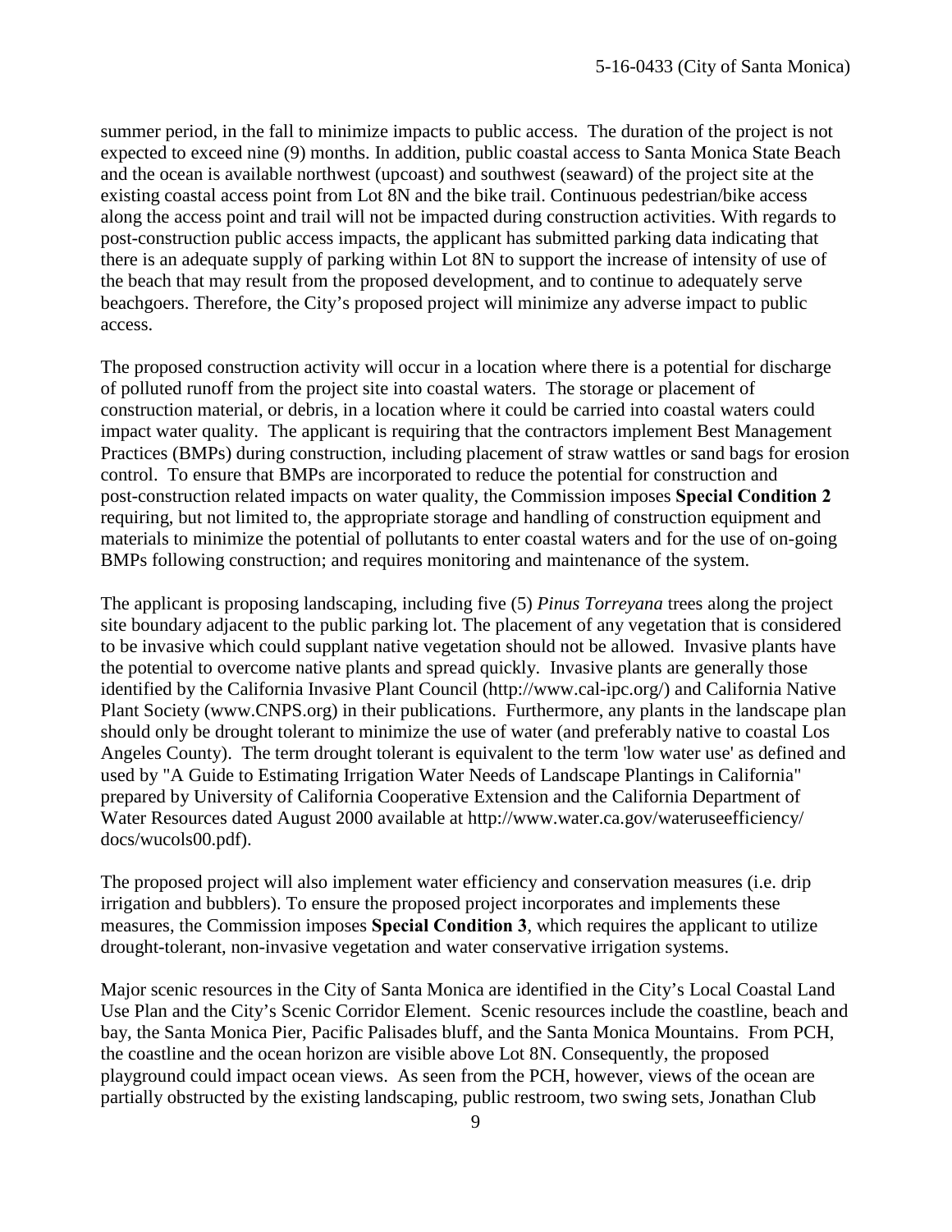summer period, in the fall to minimize impacts to public access. The duration of the project is not expected to exceed nine (9) months. In addition, public coastal access to Santa Monica State Beach and the ocean is available northwest (upcoast) and southwest (seaward) of the project site at the existing coastal access point from Lot 8N and the bike trail. Continuous pedestrian/bike access along the access point and trail will not be impacted during construction activities. With regards to post-construction public access impacts, the applicant has submitted parking data indicating that there is an adequate supply of parking within Lot 8N to support the increase of intensity of use of the beach that may result from the proposed development, and to continue to adequately serve beachgoers. Therefore, the City's proposed project will minimize any adverse impact to public access.

The proposed construction activity will occur in a location where there is a potential for discharge of polluted runoff from the project site into coastal waters. The storage or placement of construction material, or debris, in a location where it could be carried into coastal waters could impact water quality. The applicant is requiring that the contractors implement Best Management Practices (BMPs) during construction, including placement of straw wattles or sand bags for erosion control. To ensure that BMPs are incorporated to reduce the potential for construction and post-construction related impacts on water quality, the Commission imposes **Special Condition 2** requiring, but not limited to, the appropriate storage and handling of construction equipment and materials to minimize the potential of pollutants to enter coastal waters and for the use of on-going BMPs following construction; and requires monitoring and maintenance of the system.

The applicant is proposing landscaping, including five (5) *Pinus Torreyana* trees along the project site boundary adjacent to the public parking lot. The placement of any vegetation that is considered to be invasive which could supplant native vegetation should not be allowed. Invasive plants have the potential to overcome native plants and spread quickly. Invasive plants are generally those identified by the California Invasive Plant Council (http://www.cal-ipc.org/) and California Native Plant Society (www.CNPS.org) in their publications. Furthermore, any plants in the landscape plan should only be drought tolerant to minimize the use of water (and preferably native to coastal Los Angeles County). The term drought tolerant is equivalent to the term 'low water use' as defined and used by "A Guide to Estimating Irrigation Water Needs of Landscape Plantings in California" prepared by University of California Cooperative Extension and the California Department of Water Resources dated August 2000 available at http://www.water.ca.gov/wateruseefficiency/docs/wucols00.pdf).

The proposed project will also implement water efficiency and conservation measures (i.e. drip irrigation and bubblers). To ensure the proposed project incorporates and implements these measures, the Commission imposes **Special Condition 3**, which requires the applicant to utilize drought-tolerant, non-invasive vegetation and water conservative irrigation systems.

Major scenic resources in the City of Santa Monica are identified in the City's Local Coastal Land Use Plan and the City's Scenic Corridor Element. Scenic resources include the coastline, beach and bay, the Santa Monica Pier, Pacific Palisades bluff, and the Santa Monica Mountains. From PCH, the coastline and the ocean horizon are visible above Lot 8N. Consequently, the proposed playground could impact ocean views. As seen from the PCH, however, views of the ocean are partially obstructed by the existing landscaping, public restroom, two swing sets, Jonathan Club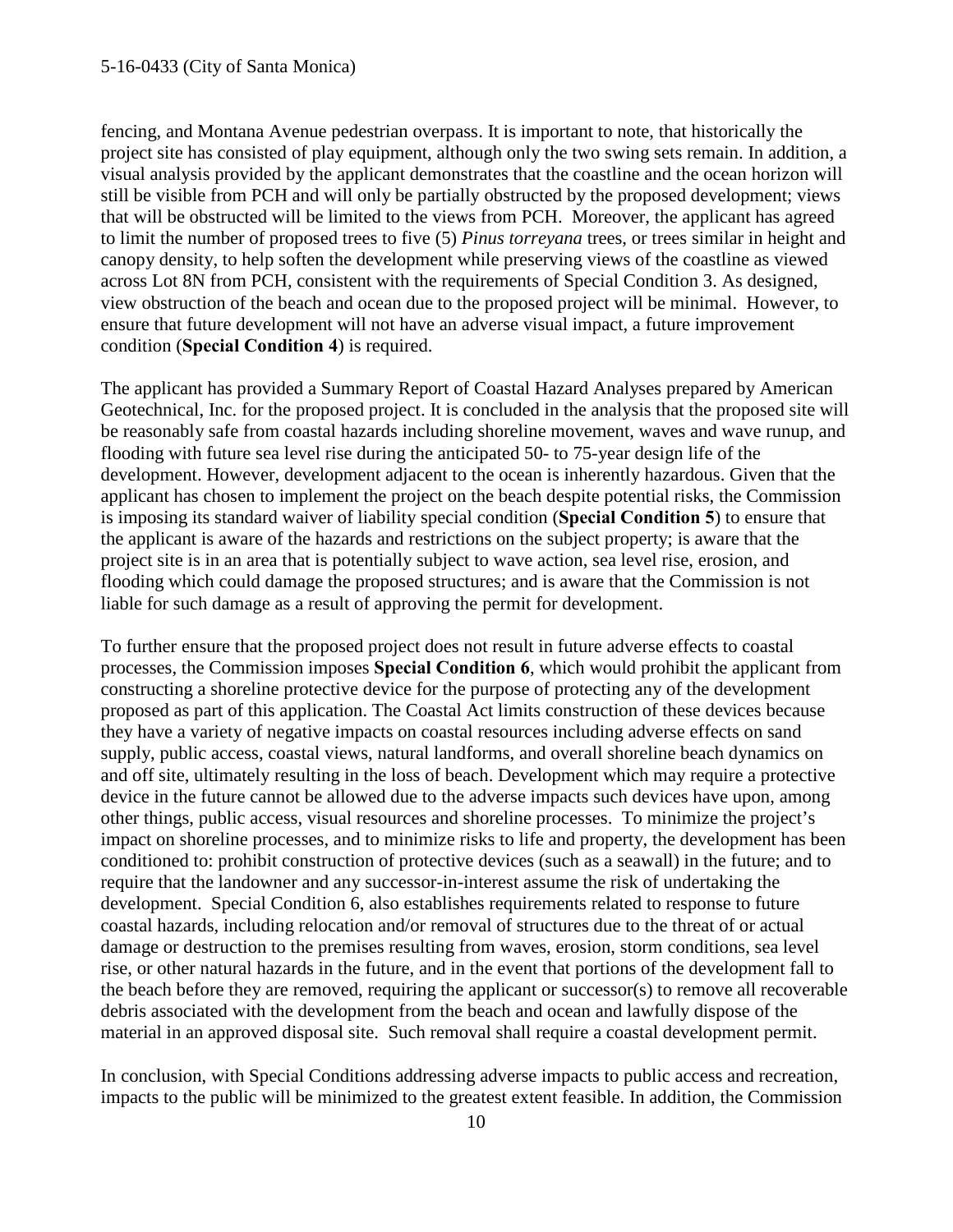fencing, and Montana Avenue pedestrian overpass. It is important to note, that historically the project site has consisted of play equipment, although only the two swing sets remain. In addition, a visual analysis provided by the applicant demonstrates that the coastline and the ocean horizon will still be visible from PCH and will only be partially obstructed by the proposed development; views that will be obstructed will be limited to the views from PCH. Moreover, the applicant has agreed to limit the number of proposed trees to five (5) *Pinus torreyana* trees, or trees similar in height and canopy density, to help soften the development while preserving views of the coastline as viewed across Lot 8N from PCH, consistent with the requirements of Special Condition 3. As designed, view obstruction of the beach and ocean due to the proposed project will be minimal. However, to ensure that future development will not have an adverse visual impact, a future improvement condition (**Special Condition 4**) is required.

The applicant has provided a Summary Report of Coastal Hazard Analyses prepared by American Geotechnical, Inc. for the proposed project. It is concluded in the analysis that the proposed site will be reasonably safe from coastal hazards including shoreline movement, waves and wave runup, and flooding with future sea level rise during the anticipated 50- to 75-year design life of the development. However, development adjacent to the ocean is inherently hazardous. Given that the applicant has chosen to implement the project on the beach despite potential risks, the Commission is imposing its standard waiver of liability special condition (**Special Condition 5**) to ensure that the applicant is aware of the hazards and restrictions on the subject property; is aware that the project site is in an area that is potentially subject to wave action, sea level rise, erosion, and flooding which could damage the proposed structures; and is aware that the Commission is not liable for such damage as a result of approving the permit for development.

To further ensure that the proposed project does not result in future adverse effects to coastal processes, the Commission imposes **Special Condition 6**, which would prohibit the applicant from constructing a shoreline protective device for the purpose of protecting any of the development proposed as part of this application. The Coastal Act limits construction of these devices because they have a variety of negative impacts on coastal resources including adverse effects on sand supply, public access, coastal views, natural landforms, and overall shoreline beach dynamics on and off site, ultimately resulting in the loss of beach. Development which may require a protective device in the future cannot be allowed due to the adverse impacts such devices have upon, among other things, public access, visual resources and shoreline processes. To minimize the project's impact on shoreline processes, and to minimize risks to life and property, the development has been conditioned to: prohibit construction of protective devices (such as a seawall) in the future; and to require that the landowner and any successor-in-interest assume the risk of undertaking the development. Special Condition 6, also establishes requirements related to response to future coastal hazards, including relocation and/or removal of structures due to the threat of or actual damage or destruction to the premises resulting from waves, erosion, storm conditions, sea level rise, or other natural hazards in the future, and in the event that portions of the development fall to the beach before they are removed, requiring the applicant or successor(s) to remove all recoverable debris associated with the development from the beach and ocean and lawfully dispose of the material in an approved disposal site. Such removal shall require a coastal development permit.

In conclusion, with Special Conditions addressing adverse impacts to public access and recreation, impacts to the public will be minimized to the greatest extent feasible. In addition, the Commission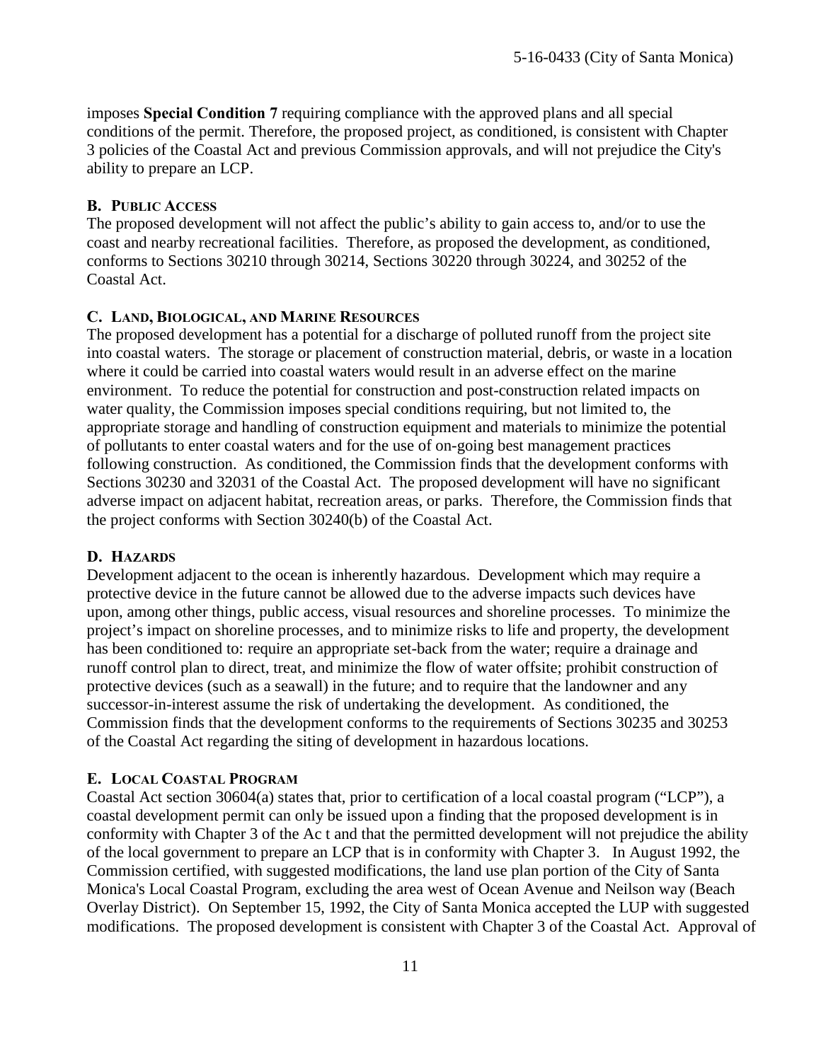imposes **Special Condition 7** requiring compliance with the approved plans and all special conditions of the permit. Therefore, the proposed project, as conditioned, is consistent with Chapter 3 policies of the Coastal Act and previous Commission approvals, and will not prejudice the City's ability to prepare an LCP.

### B. Public Access

The proposed development will not affect the public's ability to gain access to, and/or to use the coast and nearby recreational facilities. Therefore, as proposed the development, as conditioned, conforms to Sections 30210 through 30214, Sections 30220 through 30224, and 30252 of the Coastal Act.

### C. Land, Biological, and Marine Resources

The proposed development has a potential for a discharge of polluted runoff from the project site into coastal waters. The storage or placement of construction material, debris, or waste in a location where it could be carried into coastal waters would result in an adverse effect on the marine environment. To reduce the potential for construction and post-construction related impacts on water quality, the Commission imposes special conditions requiring, but not limited to, the appropriate storage and handling of construction equipment and materials to minimize the potential of pollutants to enter coastal waters and for the use of on-going best management practices following construction. As conditioned, the Commission finds that the development conforms with Sections 30230 and 32031 of the Coastal Act. The proposed development will have no significant adverse impact on adjacent habitat, recreation areas, or parks. Therefore, the Commission finds that the project conforms with Section 30240(b) of the Coastal Act.

### D. Hazards

Development adjacent to the ocean is inherently hazardous. Development which may require a protective device in the future cannot be allowed due to the adverse impacts such devices have upon, among other things, public access, visual resources and shoreline processes. To minimize the project's impact on shoreline processes, and to minimize risks to life and property, the development has been conditioned to: require an appropriate set-back from the water; require a drainage and runoff control plan to direct, treat, and minimize the flow of water offsite; prohibit construction of protective devices (such as a seawall) in the future; and to require that the landowner and any successor-in-interest assume the risk of undertaking the development. As conditioned, the Commission finds that the development conforms to the requirements of Sections 30235 and 30253 of the Coastal Act regarding the siting of development in hazardous locations.

### E. Local Coastal Program

Coastal Act section 30604(a) states that, prior to certification of a local coastal program ("LCP"), a coastal development permit can only be issued upon a finding that the proposed development is in conformity with Chapter 3 of the Ac t and that the permitted development will not prejudice the ability of the local government to prepare an LCP that is in conformity with Chapter 3. In August 1992, the Commission certified, with suggested modifications, the land use plan portion of the City of Santa Monica's Local Coastal Program, excluding the area west of Ocean Avenue and Neilson way (Beach Overlay District). On September 15, 1992, the City of Santa Monica accepted the LUP with suggested modifications. The proposed development is consistent with Chapter 3 of the Coastal Act. Approval of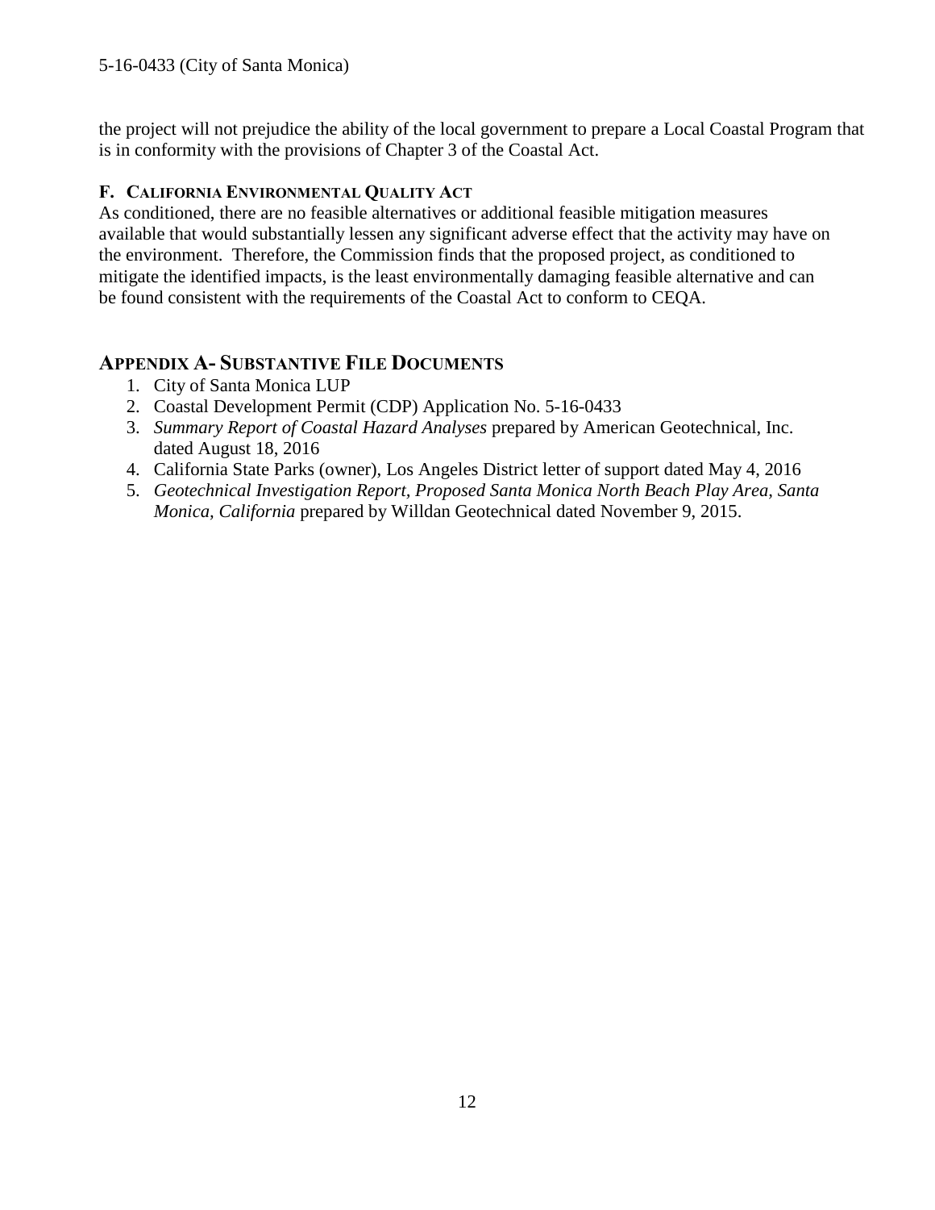the project will not prejudice the ability of the local government to prepare a Local Coastal Program that is in conformity with the provisions of Chapter 3 of the Coastal Act.

### F. California Environmental Quality Act

As conditioned, there are no feasible alternatives or additional feasible mitigation measures available that would substantially lessen any significant adverse effect that the activity may have on the environment. Therefore, the Commission finds that the proposed project, as conditioned to mitigate the identified impacts, is the least environmentally damaging feasible alternative and can be found consistent with the requirements of the Coastal Act to conform to CEQA.

## Appendix A- Substantive File Documents

1. City of Santa Monica LUP
2. Coastal Development Permit (CDP) Application No. 5-16-0433
3. *Summary Report of Coastal Hazard Analyses* prepared by American Geotechnical, Inc. dated August 18, 2016
4. California State Parks (owner), Los Angeles District letter of support dated May 4, 2016
5. *Geotechnical Investigation Report, Proposed Santa Monica North Beach Play Area, Santa Monica, California* prepared by Willdan Geotechnical dated November 9, 2015.